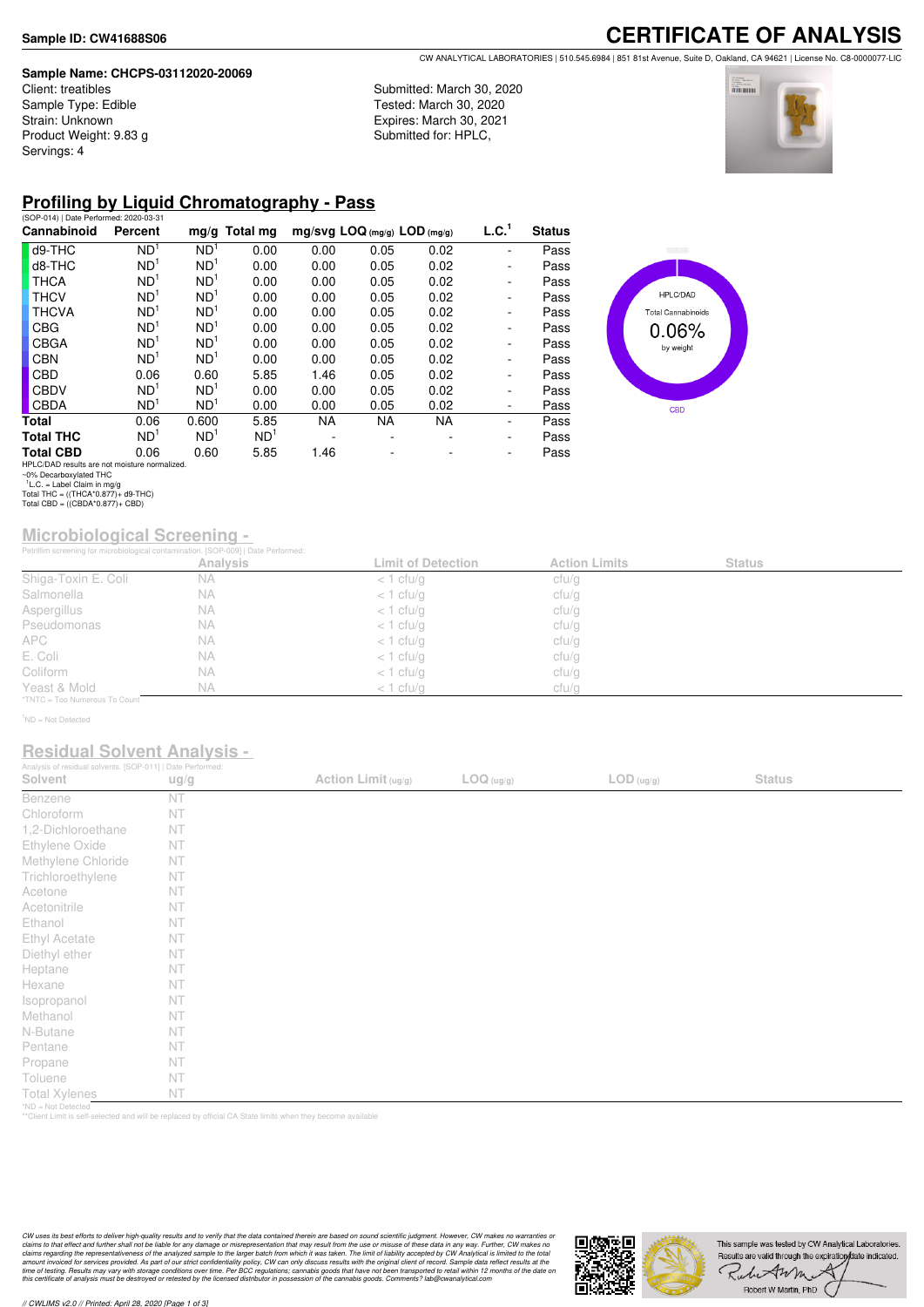**Sample ID: CW41688S06**

# CERTIFICATE OF ANALYSIS

CW ANALYTICAL LABORATORIES | 510.545.6984 | 851 81st Avenue, Suite D, Oakland, CA 94621 | License No. C8-0000077-LIC

**Sample Name: CHCPS-03112020-20069**
Client: treatibles
Sample Type: Edible
Strain: Unknown
Product Weight: 9.83 g
Servings: 4

Submitted: March 30, 2020
Tested: March 30, 2020
Expires: March 30, 2021
Submitted for: HPLC,

## Profiling by Liquid Chromatography - Pass

(SOP-014) | Date Performed: 2020-03-31

| Cannabinoid | Percent | mg/g | Total mg | mg/svg | LOQ (mg/g) | LOD (mg/g) | L.C.[1] | Status |
|---|---|---|---|---|---|---|---|---|
| d9-THC | ND[1] | ND[1] | 0.00 | 0.00 | 0.05 | 0.02 | - | Pass |
| d8-THC | ND[1] | ND[1] | 0.00 | 0.00 | 0.05 | 0.02 | - | Pass |
| THCA | ND[1] | ND[1] | 0.00 | 0.00 | 0.05 | 0.02 | - | Pass |
| THCV | ND[1] | ND[1] | 0.00 | 0.00 | 0.05 | 0.02 | - | Pass |
| THCVA | ND[1] | ND[1] | 0.00 | 0.00 | 0.05 | 0.02 | - | Pass |
| CBG | ND[1] | ND[1] | 0.00 | 0.00 | 0.05 | 0.02 | - | Pass |
| CBGA | ND[1] | ND[1] | 0.00 | 0.00 | 0.05 | 0.02 | - | Pass |
| CBN | ND[1] | ND[1] | 0.00 | 0.00 | 0.05 | 0.02 | - | Pass |
| CBD | 0.06 | 0.60 | 5.85 | 1.46 | 0.05 | 0.02 | - | Pass |
| CBDV | ND[1] | ND[1] | 0.00 | 0.00 | 0.05 | 0.02 | - | Pass |
| CBDA | ND[1] | ND[1] | 0.00 | 0.00 | 0.05 | 0.02 | - | Pass |
| **Total** | 0.06 | 0.600 | 5.85 | NA | NA | NA | - | Pass |
| **Total THC** | ND[1] | ND[1] | ND[1] | - | - | - | - | Pass |
| **Total CBD** | 0.06 | 0.60 | 5.85 | 1.46 | - | - | - | Pass |

HPLC/DAD results are not moisture normalized.
~0% Decarboxylated THC
[1]L.C. = Label Claim in mg/g
Total THC = ((THCA*0.877)+ d9-THC)
Total CBD = ((CBDA*0.877)+ CBD)

HPLC/DAD
Total Cannabinoids
0.06%
by weight
CBD

## Microbiological Screening -

Petrifilm screening for microbiological contamination. [SOP-009] | Date Performed:

| | Analysis | Limit of Detection | Action Limits | Status |
|---|---|---|---|---|
| Shiga-Toxin E. Coli | NA | < 1 cfu/g | cfu/g | |
| Salmonella | NA | < 1 cfu/g | cfu/g | |
| Aspergillus | NA | < 1 cfu/g | cfu/g | |
| Pseudomonas | NA | < 1 cfu/g | cfu/g | |
| APC | NA | < 1 cfu/g | cfu/g | |
| E. Coli | NA | < 1 cfu/g | cfu/g | |
| Coliform | NA | < 1 cfu/g | cfu/g | |
| Yeast & Mold | NA | < 1 cfu/g | cfu/g | |

*TNTC = Too Numerous To Count

[1]ND = Not Detected

## Residual Solvent Analysis -

Analysis of residual solvents. [SOP-011] | Date Performed:

| Solvent | ug/g | Action Limit (ug/g) | LOQ (ug/g) | LOD (ug/g) | Status |
|---|---|---|---|---|---|
| Benzene | NT | | | | |
| Chloroform | NT | | | | |
| 1,2-Dichloroethane | NT | | | | |
| Ethylene Oxide | NT | | | | |
| Methylene Chloride | NT | | | | |
| Trichloroethylene | NT | | | | |
| Acetone | NT | | | | |
| Acetonitrile | NT | | | | |
| Ethanol | NT | | | | |
| Ethyl Acetate | NT | | | | |
| Diethyl ether | NT | | | | |
| Heptane | NT | | | | |
| Hexane | NT | | | | |
| Isopropanol | NT | | | | |
| Methanol | NT | | | | |
| N-Butane | NT | | | | |
| Pentane | NT | | | | |
| Propane | NT | | | | |
| Toluene | NT | | | | |
| Total Xylenes | NT | | | | |

*ND = Not Detected
**Client Limit is self-selected and will be replaced by official CA State limits when they become available

*CW uses its best efforts to deliver high-quality results and to verify that the data contained therein are based on sound scientific judgment. However, CW makes no warranties or claims to that effect and further shall not be liable for any damage or misrepresentation that may result from the use or misuse of these data in any way. Further, CW makes no claims regarding the representativeness of the analyzed sample to the larger batch from which it was taken. The limit of liability accepted by CW Analytical is limited to the total amount invoiced for services provided. As part of our strict confidentiality policy, CW can only discuss results with the original client of record. Sample data reflect results at the time of testing. Results may vary with storage conditions over time. Per BCC regulations; cannabis goods that have not been transported to retail within 12 months of the date on this certificate of analysis must be destroyed or retested by the licensed distributor in possession of the cannabis goods. Comments? lab@cwanalytical.com*

This sample was tested by CW Analytical Laboratories. Results are valid through the expiration date indicated.

Robert W Martin, PhD

// CWLIMS v2.0 // Printed: April 28, 2020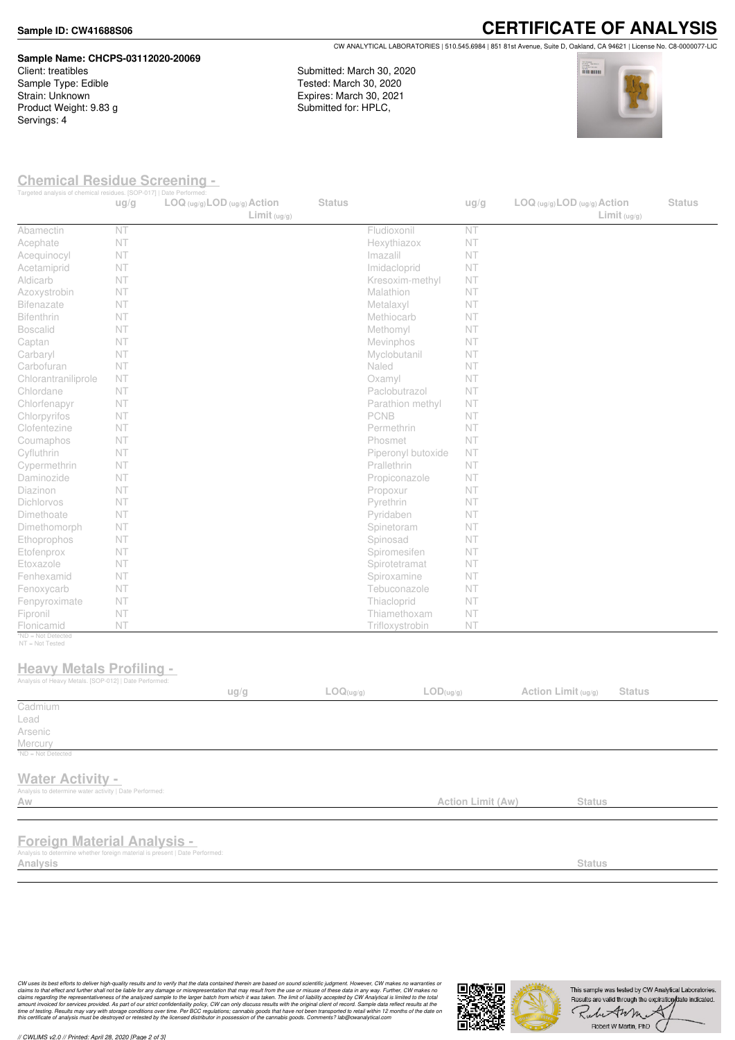**Sample ID: CW41688S06**

# CERTIFICATE OF ANALYSIS

CW ANALYTICAL LABORATORIES | 510.545.6984 | 851 81st Avenue, Suite D, Oakland, CA 94621 | License No. C8-0000077-LIC

**Sample Name: CHCPS-03112020-20069**
Client: treatibles
Sample Type: Edible
Strain: Unknown
Product Weight: 9.83 g
Servings: 4

Submitted: March 30, 2020
Tested: March 30, 2020
Expires: March 30, 2021
Submitted for: HPLC,

## Chemical Residue Screening -

Targeted analysis of chemical residues. [SOP-017] | Date Performed:

| | ug/g | LOQ (ug/g) | LOD (ug/g) | Action Limit (ug/g) | Status | | ug/g | LOQ (ug/g) | LOD (ug/g) | Action Limit (ug/g) | Status |
|---|---|---|---|---|---|---|---|---|---|---|---|
| Abamectin | NT | | | | | Fludioxonil | NT | | | | |
| Acephate | NT | | | | | Hexythiazox | NT | | | | |
| Acequinocyl | NT | | | | | Imazalil | NT | | | | |
| Acetamiprid | NT | | | | | Imidacloprid | NT | | | | |
| Aldicarb | NT | | | | | Kresoxim-methyl | NT | | | | |
| Azoxystrobin | NT | | | | | Malathion | NT | | | | |
| Bifenazate | NT | | | | | Metalaxyl | NT | | | | |
| Bifenthrin | NT | | | | | Methiocarb | NT | | | | |
| Boscalid | NT | | | | | Methomyl | NT | | | | |
| Captan | NT | | | | | Mevinphos | NT | | | | |
| Carbaryl | NT | | | | | Myclobutanil | NT | | | | |
| Carbofuran | NT | | | | | Naled | NT | | | | |
| Chlorantraniliprole | NT | | | | | Oxamyl | NT | | | | |
| Chlordane | NT | | | | | Paclobutrazol | NT | | | | |
| Chlorfenapyr | NT | | | | | Parathion methyl | NT | | | | |
| Chlorpyrifos | NT | | | | | PCNB | NT | | | | |
| Clofentezine | NT | | | | | Permethrin | NT | | | | |
| Coumaphos | NT | | | | | Phosmet | NT | | | | |
| Cyfluthrin | NT | | | | | Piperonyl butoxide | NT | | | | |
| Cypermethrin | NT | | | | | Prallethrin | NT | | | | |
| Daminozide | NT | | | | | Propiconazole | NT | | | | |
| Diazinon | NT | | | | | Propoxur | NT | | | | |
| Dichlorvos | NT | | | | | Pyrethrin | NT | | | | |
| Dimethoate | NT | | | | | Pyridaben | NT | | | | |
| Dimethomorph | NT | | | | | Spinetoram | NT | | | | |
| Ethoprophos | NT | | | | | Spinosad | NT | | | | |
| Etofenprox | NT | | | | | Spiromesifen | NT | | | | |
| Etoxazole | NT | | | | | Spirotetramat | NT | | | | |
| Fenhexamid | NT | | | | | Spiroxamine | NT | | | | |
| Fenoxycarb | NT | | | | | Tebuconazole | NT | | | | |
| Fenpyroximate | NT | | | | | Thiacloprid | NT | | | | |
| Fipronil | NT | | | | | Thiamethoxam | NT | | | | |
| Flonicamid | NT | | | | | Trifloxystrobin | NT | | | | |

*ND = Not Detected
NT = Not Tested

## Heavy Metals Profiling -

Analysis of Heavy Metals. [SOP-012] | Date Performed:

| | ug/g | LOQ(ug/g) | LOD(ug/g) | Action Limit (ug/g) | Status |
|---|---|---|---|---|---|
| Cadmium | | | | | |
| Lead | | | | | |
| Arsenic | | | | | |
| Mercury | | | | | |

*ND = Not Detected

## Water Activity -

Analysis to determine water activity | Date Performed:

| Aw | Action Limit (Aw) | Status |
|---|---|---|

## Foreign Material Analysis -

Analysis to determine whether foreign material is present | Date Performed:

| Analysis | Status |
|---|---|

*CW uses its best efforts to deliver high-quality results and to verify that the data contained therein are based on sound scientific judgment. However, CW makes no warranties or claims to that effect and further shall not be liable for any damage or misrepresentation that may result from the use or misuse of these data in any way. Further, CW makes no claims regarding the representativeness of the analyzed sample to the larger batch from which it was taken. The limit of liability accepted by CW Analytical is limited to the total amount invoiced for services provided. As part of our strict confidentiality policy, CW can only discuss results with the original client of record. Sample data reflect results at the time of testing. Results may vary with storage conditions over time. Per BCC regulations; cannabis goods that have not been transported to retail within 12 months of the date on this certificate of analysis must be destroyed or retested by the licensed distributor in possession of the cannabis goods. Comments? lab@cwanalytical.com*

This sample was tested by CW Analytical Laboratories. Results are valid through the expiration date indicated.

Robert W Martin, PhD

// CWLIMS v2.0 // Printed: April 28, 2020 [Page 2 of 3]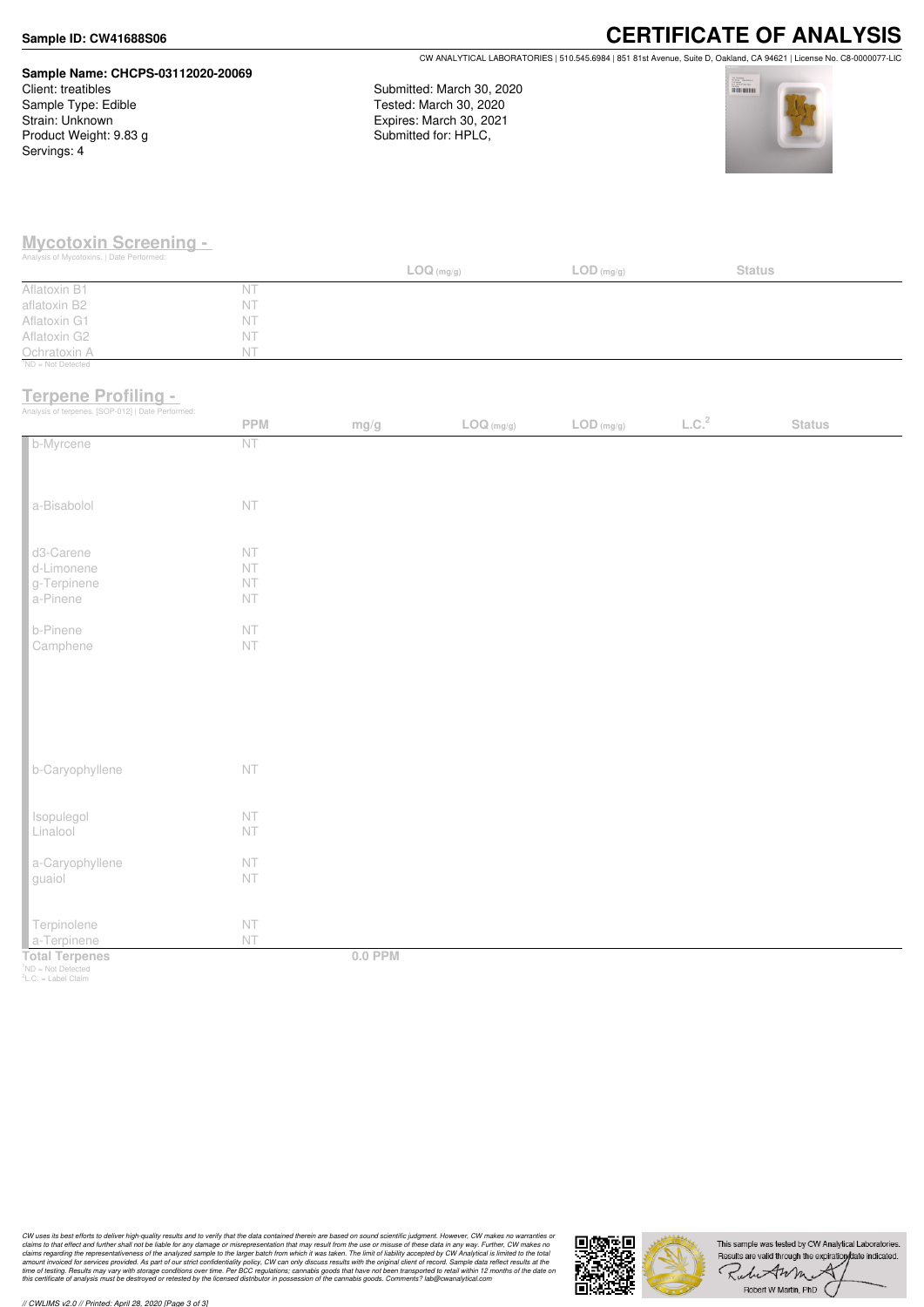**Sample ID: CW41688S06**

# CERTIFICATE OF ANALYSIS

CW ANALYTICAL LABORATORIES | 510.545.6984 | 851 81st Avenue, Suite D, Oakland, CA 94621 | License No. C8-0000077-LIC

**Sample Name: CHCPS-03112020-20069**
Client: treatibles
Sample Type: Edible
Strain: Unknown
Product Weight: 9.83 g
Servings: 4

Submitted: March 30, 2020
Tested: March 30, 2020
Expires: March 30, 2021
Submitted for: HPLC,

## Mycotoxin Screening -

Analysis of Mycotoxins. | Date Performed:

| | | LOQ (mg/g) | LOD (mg/g) | Status |
|---|---|---|---|---|
| Aflatoxin B1 | NT | | | |
| aflatoxin B2 | NT | | | |
| Aflatoxin G1 | NT | | | |
| Aflatoxin G2 | NT | | | |
| Ochratoxin A | NT | | | |

[1]ND = Not Detected

## Terpene Profiling -

Analysis of terpenes. [SOP-012] | Date Performed:

| | PPM | mg/g | LOQ (mg/g) | LOD (mg/g) | L.C.[2] | Status |
|---|---|---|---|---|---|---|
| b-Myrcene | NT | | | | | |
| a-Bisabolol | NT | | | | | |
| d3-Carene | NT | | | | | |
| d-Limonene | NT | | | | | |
| g-Terpinene | NT | | | | | |
| a-Pinene | NT | | | | | |
| b-Pinene | NT | | | | | |
| Camphene | NT | | | | | |
| b-Caryophyllene | NT | | | | | |
| Isopulegol | NT | | | | | |
| Linalool | NT | | | | | |
| a-Caryophyllene | NT | | | | | |
| guaiol | NT | | | | | |
| Terpinolene | NT | | | | | |
| a-Terpinene | NT | | | | | |
| **Total Terpenes** | | **0.0 PPM** | | | | |

[1]ND = Not Detected
[2]L.C. = Label Claim

*CW uses its best efforts to deliver high-quality results and to verify that the data contained therein are based on sound scientific judgment. However, CW makes no warranties or claims to that effect and further shall not be liable for any damage or misrepresentation that may result from the use or misuse of these data in any way. Further, CW makes no claims regarding the representativeness of the analyzed sample to the larger batch from which it was taken. The limit of liability accepted by CW Analytical is limited to the total amount invoiced for services provided. As part of our strict confidentiality policy, CW can only discuss results with the original client of record. Sample data reflect results at the time of testing. Results may vary with storage conditions over time. Per BCC regulations; cannabis goods that have not been transported to retail within 12 months of the date on this certificate of analysis must be destroyed or retested by the licensed distributor in possession of the cannabis goods. Comments? lab@cwanalytical.com*

This sample was tested by CW Analytical Laboratories. Results are valid through the expiration date indicated.

Robert W Martin, PhD

*// CWLIMS v2.0 // Printed: April 28, 2020 [Page 3 of 3]*